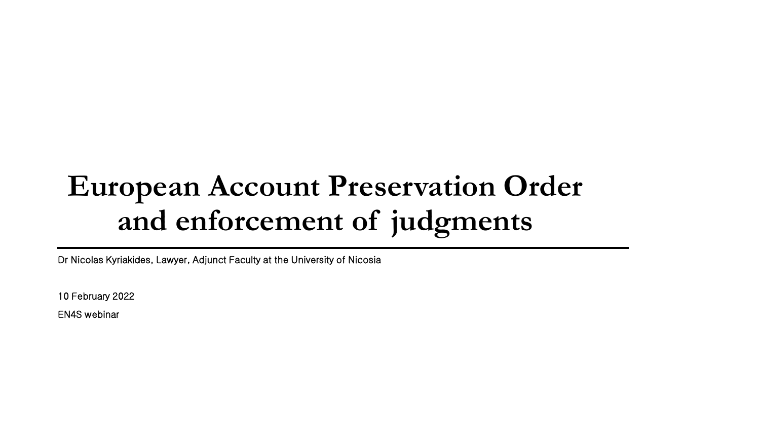# European Account Preservation Order and enforcement of judgments

Dr Nicolas Kyriakides, Lawyer, Adjunct Faculty at the University of Nicosia

10 February 2022

EN4S webinar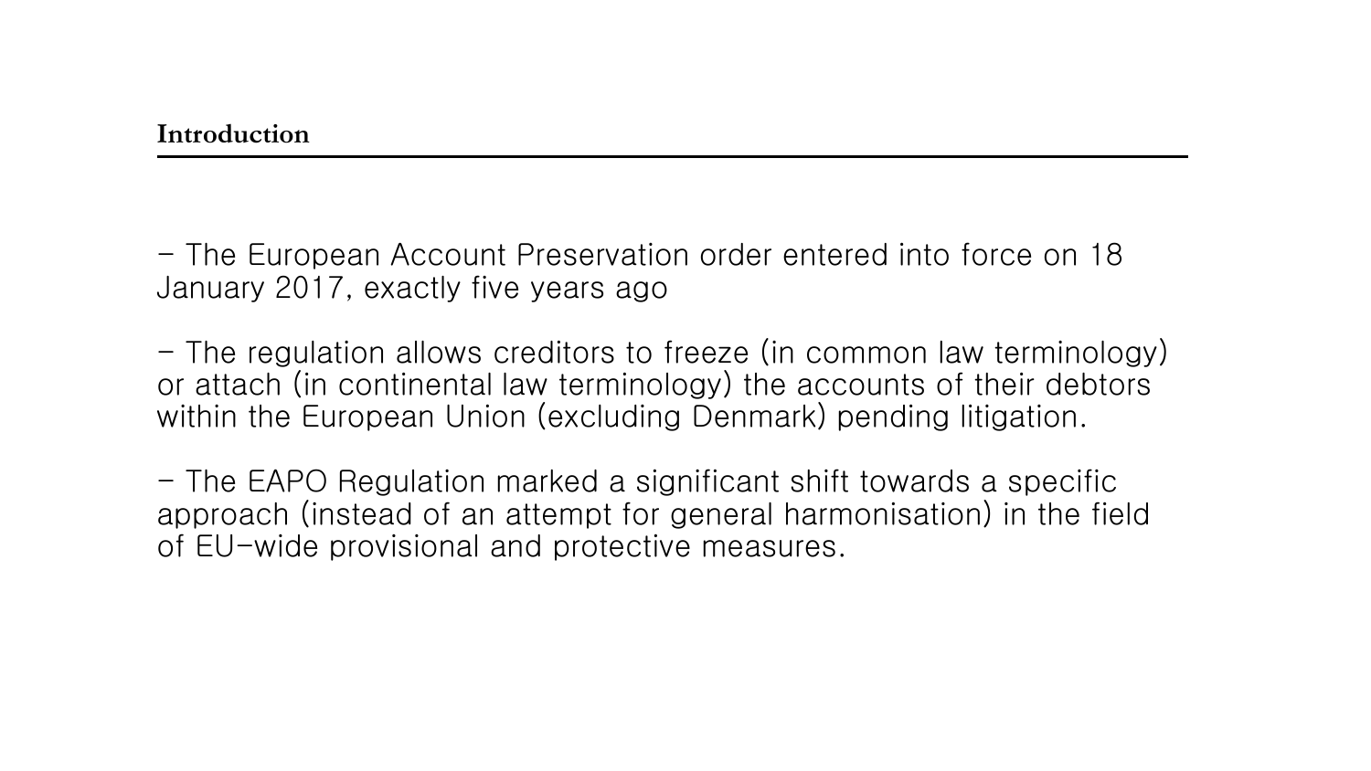## Introduction

- The European Account Preservation order entered into force on 18 January 2017, exactly five years ago

- The regulation allows creditors to freeze (in common law terminology) or attach (in continental law terminology) the accounts of their debtors within the European Union (excluding Denmark) pending litigation.

- The EAPO Regulation marked a significant shift towards a specific approach (instead of an attempt for general harmonisation) in the field of EU-wide provisional and protective measures.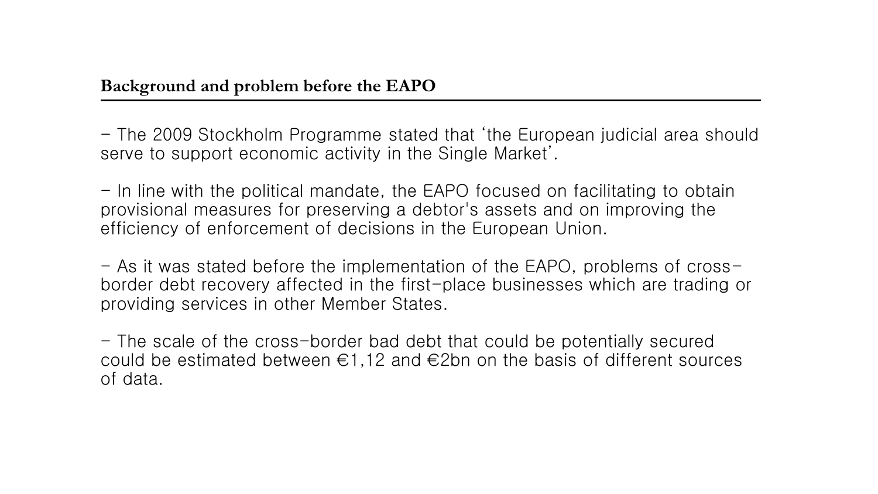## Background and problem before the EAPO

- The 2009 Stockholm Programme stated that 'the European judicial area should serve to support economic activity in the Single Market'.

- In line with the political mandate, the EAPO focused on facilitating to obtain provisional measures for preserving a debtor's assets and on improving the efficiency of enforcement of decisions in the European Union.

- As it was stated before the implementation of the EAPO, problems of cross-border debt recovery affected in the first-place businesses which are trading or providing services in other Member States.

- The scale of the cross-border bad debt that could be potentially secured could be estimated between €1,12 and €2bn on the basis of different sources of data.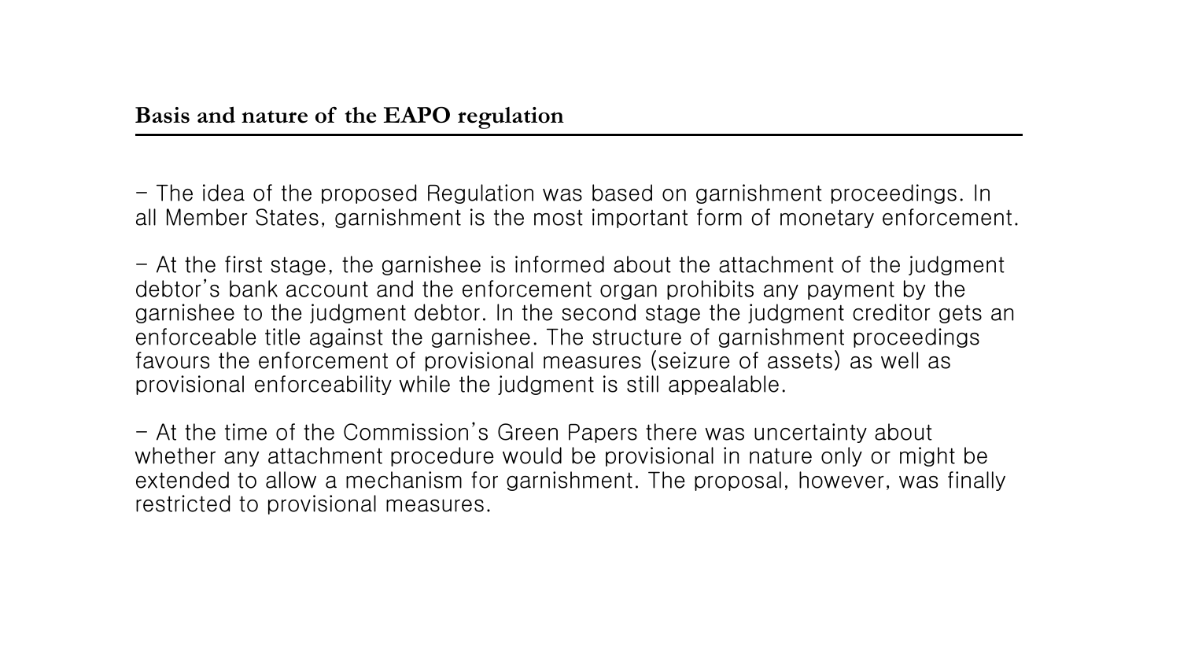## Basis and nature of the EAPO regulation

- The idea of the proposed Regulation was based on garnishment proceedings. In all Member States, garnishment is the most important form of monetary enforcement.

- At the first stage, the garnishee is informed about the attachment of the judgment debtor's bank account and the enforcement organ prohibits any payment by the garnishee to the judgment debtor. In the second stage the judgment creditor gets an enforceable title against the garnishee. The structure of garnishment proceedings favours the enforcement of provisional measures (seizure of assets) as well as provisional enforceability while the judgment is still appealable.

- At the time of the Commission's Green Papers there was uncertainty about whether any attachment procedure would be provisional in nature only or might be extended to allow a mechanism for garnishment. The proposal, however, was finally restricted to provisional measures.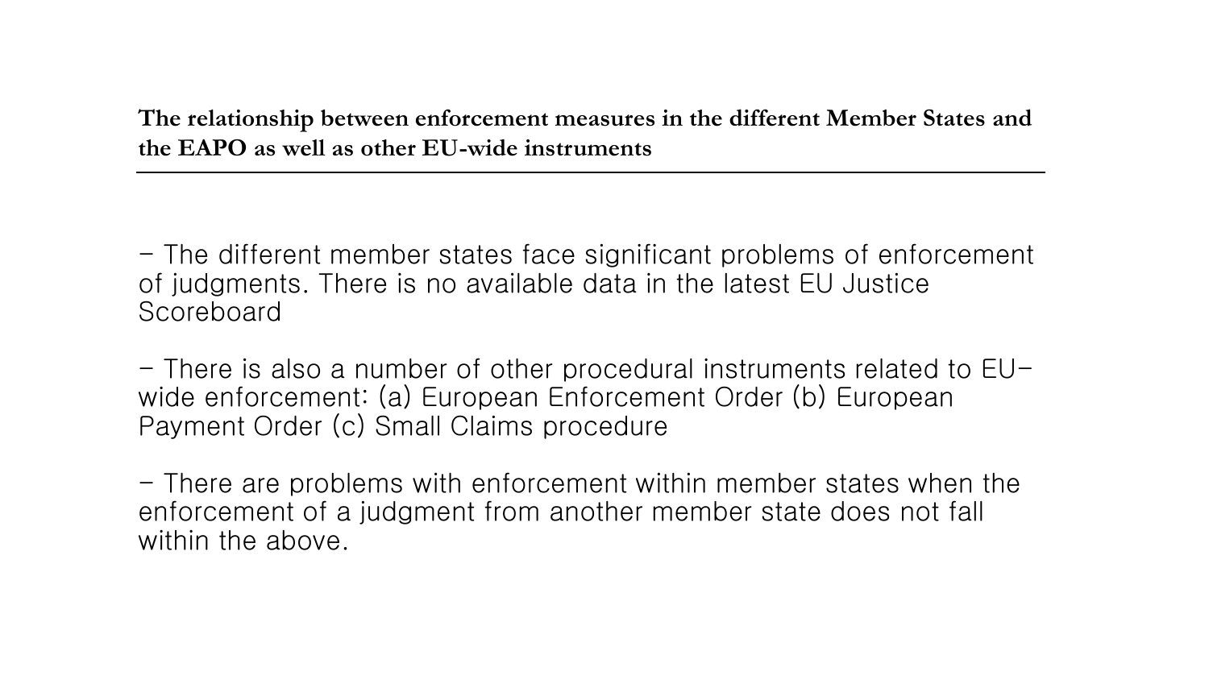## The relationship between enforcement measures in the different Member States and the EAPO as well as other EU-wide instruments

- The different member states face significant problems of enforcement of judgments. There is no available data in the latest EU Justice Scoreboard

- There is also a number of other procedural instruments related to EU-wide enforcement: (a) European Enforcement Order (b) European Payment Order (c) Small Claims procedure

- There are problems with enforcement within member states when the enforcement of a judgment from another member state does not fall within the above.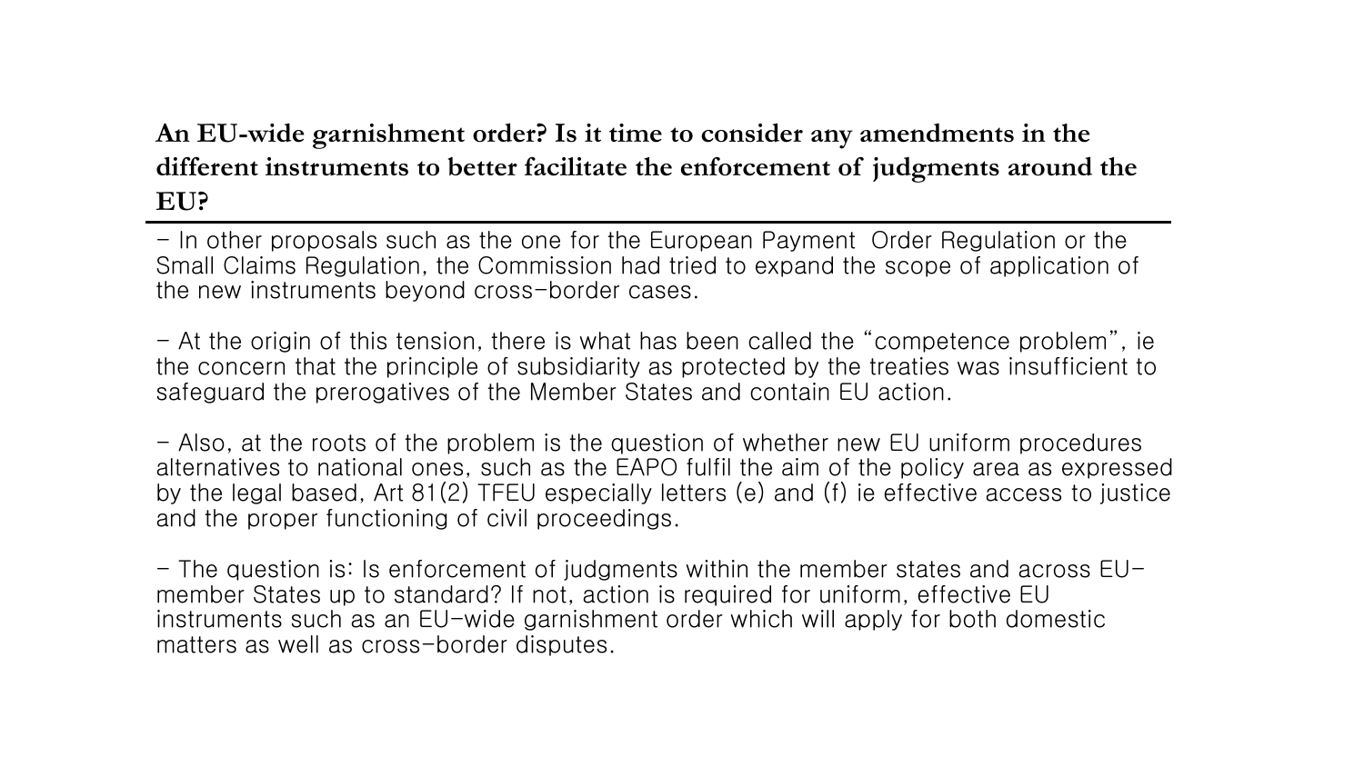## An EU-wide garnishment order? Is it time to consider any amendments in the different instruments to better facilitate the enforcement of judgments around the EU?

- In other proposals such as the one for the European Payment Order Regulation or the Small Claims Regulation, the Commission had tried to expand the scope of application of the new instruments beyond cross-border cases.

- At the origin of this tension, there is what has been called the "competence problem", ie the concern that the principle of subsidiarity as protected by the treaties was insufficient to safeguard the prerogatives of the Member States and contain EU action.

- Also, at the roots of the problem is the question of whether new EU uniform procedures alternatives to national ones, such as the EAPO fulfil the aim of the policy area as expressed by the legal based, Art 81(2) TFEU especially letters (e) and (f) ie effective access to justice and the proper functioning of civil proceedings.

- The question is: Is enforcement of judgments within the member states and across EU-member States up to standard? If not, action is required for uniform, effective EU instruments such as an EU-wide garnishment order which will apply for both domestic matters as well as cross-border disputes.